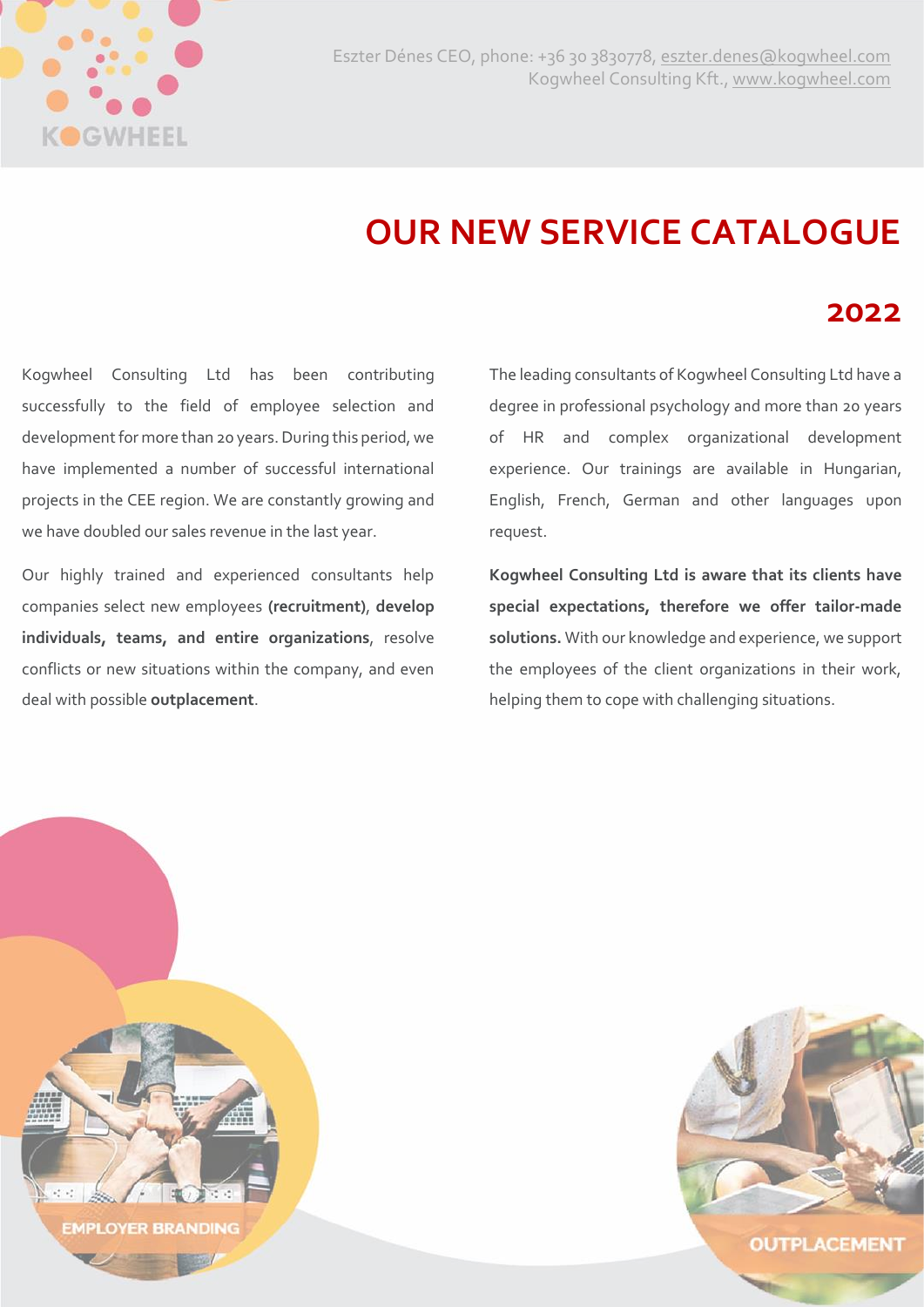Eszter Dénes CEO, phone: +36 30 3830778, eszter.denes@kogwheel.com
Kogwheel Consulting Kft., www.kogwheel.com

# OUR NEW SERVICE CATALOGUE

## 2022

Kogwheel Consulting Ltd has been contributing successfully to the field of employee selection and development for more than 20 years. During this period, we have implemented a number of successful international projects in the CEE region. We are constantly growing and we have doubled our sales revenue in the last year.

Our highly trained and experienced consultants help companies select new employees **(recruitment)**, **develop individuals, teams, and entire organizations**, resolve conflicts or new situations within the company, and even deal with possible **outplacement**.

The leading consultants of Kogwheel Consulting Ltd have a degree in professional psychology and more than 20 years of HR and complex organizational development experience. Our trainings are available in Hungarian, English, French, German and other languages upon request.

**Kogwheel Consulting Ltd is aware that its clients have special expectations, therefore we offer tailor-made solutions.** With our knowledge and experience, we support the employees of the client organizations in their work, helping them to cope with challenging situations.

EMPLOYER BRANDING

OUTPLACEMENT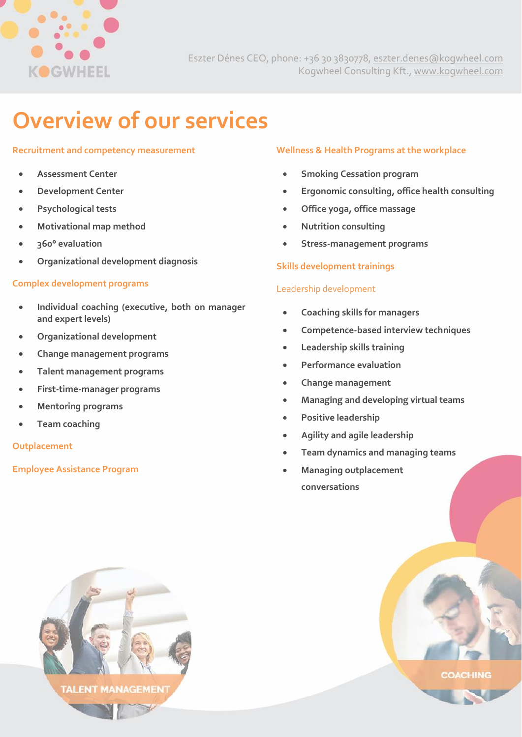Eszter Dénes CEO, phone: +36 30 3830778, eszter.denes@kogwheel.com
Kogwheel Consulting Kft., www.kogwheel.com

# Overview of our services

## Recruitment and competency measurement

- Assessment Center
- Development Center
- Psychological tests
- Motivational map method
- 360° evaluation
- Organizational development diagnosis

## Complex development programs

- Individual coaching (executive, both on manager and expert levels)
- Organizational development
- Change management programs
- Talent management programs
- First-time-manager programs
- Mentoring programs
- Team coaching

## Outplacement

## Employee Assistance Program

## Wellness & Health Programs at the workplace

- Smoking Cessation program
- Ergonomic consulting, office health consulting
- Office yoga, office massage
- Nutrition consulting
- Stress-management programs

## Skills development trainings

### Leadership development

- Coaching skills for managers
- Competence-based interview techniques
- Leadership skills training
- Performance evaluation
- Change management
- Managing and developing virtual teams
- Positive leadership
- Agility and agile leadership
- Team dynamics and managing teams
- Managing outplacement conversations

TALENT MANAGEMENT

COACHING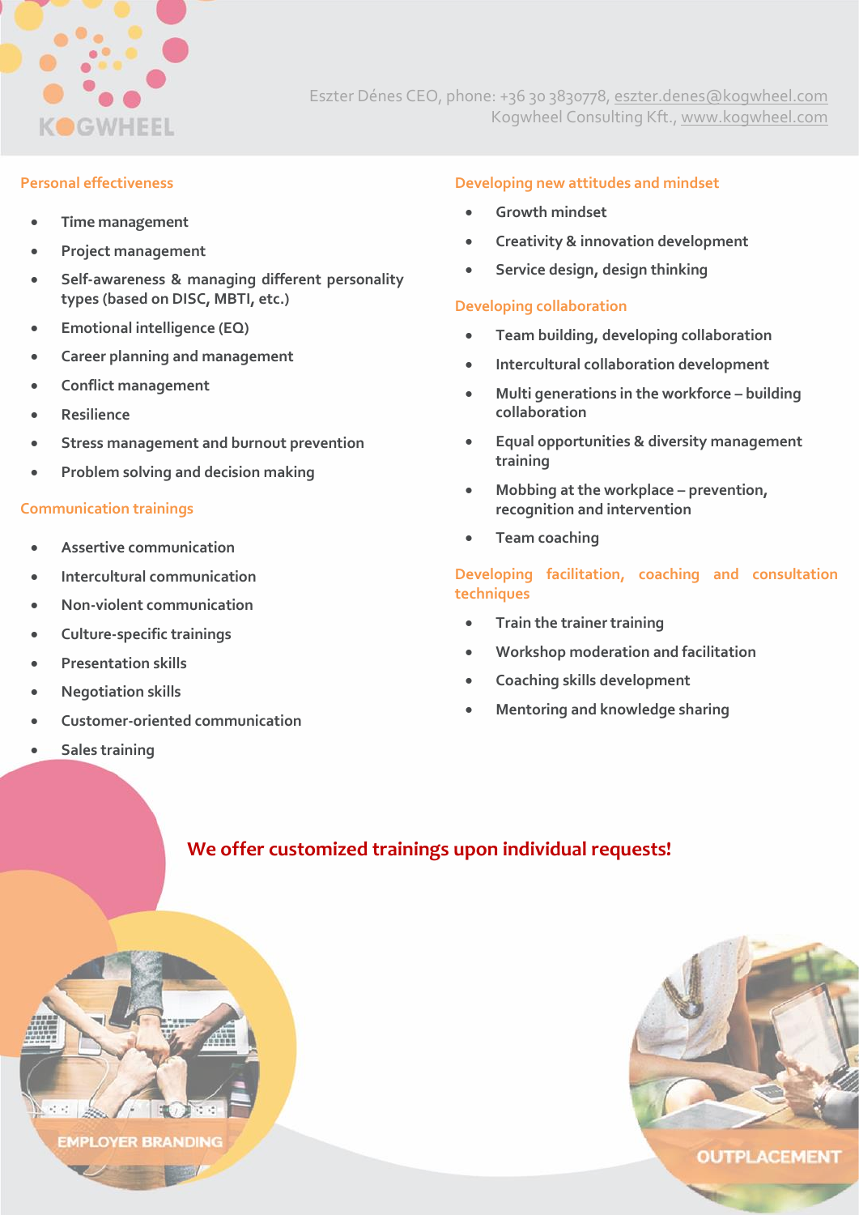Eszter Dénes CEO, phone: +36 30 3830778, eszter.denes@kogwheel.com
Kogwheel Consulting Kft., www.kogwheel.com

## Personal effectiveness

- Time management
- Project management
- Self-awareness & managing different personality types (based on DISC, MBTI, etc.)
- Emotional intelligence (EQ)
- Career planning and management
- Conflict management
- Resilience
- Stress management and burnout prevention
- Problem solving and decision making

## Communication trainings

- Assertive communication
- Intercultural communication
- Non-violent communication
- Culture-specific trainings
- Presentation skills
- Negotiation skills
- Customer-oriented communication
- Sales training

## Developing new attitudes and mindset

- Growth mindset
- Creativity & innovation development
- Service design, design thinking

## Developing collaboration

- Team building, developing collaboration
- Intercultural collaboration development
- Multi generations in the workforce – building collaboration
- Equal opportunities & diversity management training
- Mobbing at the workplace – prevention, recognition and intervention
- Team coaching

## Developing facilitation, coaching and consultation techniques

- Train the trainer training
- Workshop moderation and facilitation
- Coaching skills development
- Mentoring and knowledge sharing

**We offer customized trainings upon individual requests!**

EMPLOYER BRANDING

OUTPLACEMENT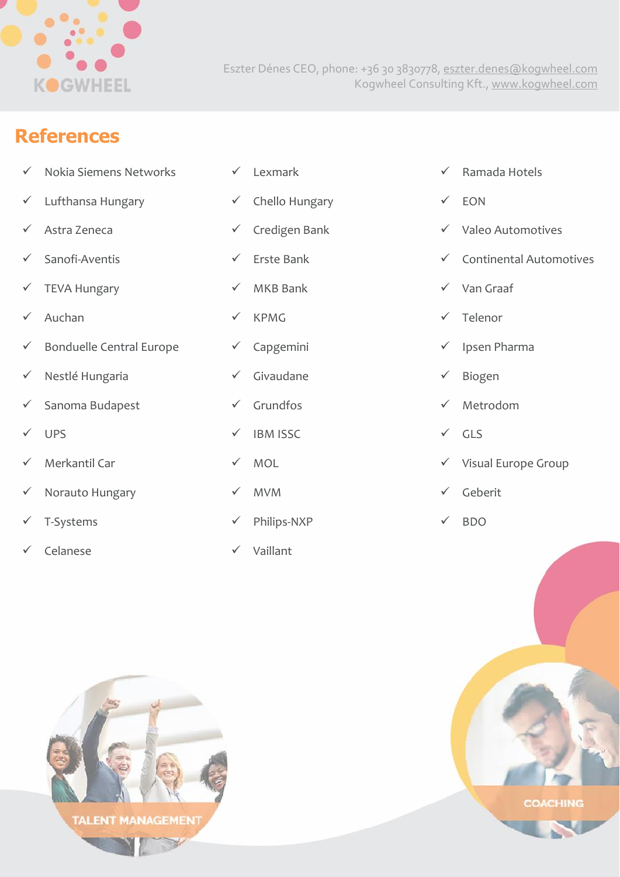## References

- Nokia Siemens Networks
- Lufthansa Hungary
- Astra Zeneca
- Sanofi-Aventis
- TEVA Hungary
- Auchan
- Bonduelle Central Europe
- Nestlé Hungaria
- Sanoma Budapest
- UPS
- Merkantil Car
- Norauto Hungary
- T-Systems
- Celanese
- Lexmark
- Chello Hungary
- Credigen Bank
- Erste Bank
- MKB Bank
- KPMG
- Capgemini
- Givaudane
- Grundfos
- IBM ISSC
- MOL
- MVM
- Philips-NXP
- Vaillant
- Ramada Hotels
- EON
- Valeo Automotives
- Continental Automotives
- Van Graaf
- Telenor
- Ipsen Pharma
- Biogen
- Metrodom
- GLS
- Visual Europe Group
- Geberit
- BDO

TALENT MANAGEMENT

COACHING